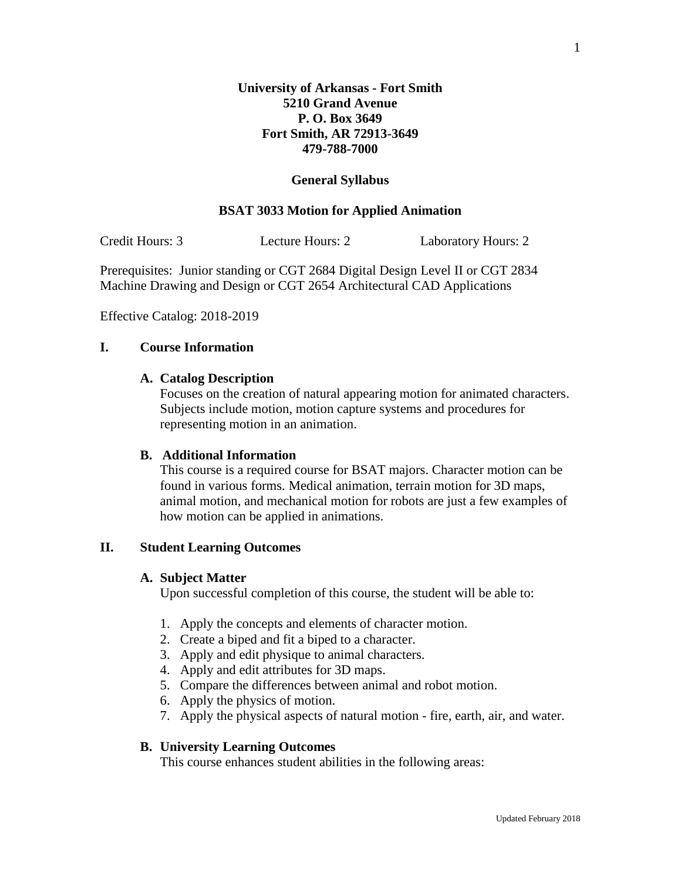**University of Arkansas - Fort Smith**
**5210 Grand Avenue**
**P. O. Box 3649**
**Fort Smith, AR 72913-3649**
**479-788-7000**

## General Syllabus

## BSAT 3033 Motion for Applied Animation

Credit Hours: 3 | Lecture Hours: 2 | Laboratory Hours: 2

Prerequisites: Junior standing or CGT 2684 Digital Design Level II or CGT 2834 Machine Drawing and Design or CGT 2654 Architectural CAD Applications

Effective Catalog: 2018-2019

## I. Course Information

### A. Catalog Description

Focuses on the creation of natural appearing motion for animated characters. Subjects include motion, motion capture systems and procedures for representing motion in an animation.

### B. Additional Information

This course is a required course for BSAT majors. Character motion can be found in various forms. Medical animation, terrain motion for 3D maps, animal motion, and mechanical motion for robots are just a few examples of how motion can be applied in animations.

## II. Student Learning Outcomes

### A. Subject Matter

Upon successful completion of this course, the student will be able to:

1. Apply the concepts and elements of character motion.
2. Create a biped and fit a biped to a character.
3. Apply and edit physique to animal characters.
4. Apply and edit attributes for 3D maps.
5. Compare the differences between animal and robot motion.
6. Apply the physics of motion.
7. Apply the physical aspects of natural motion - fire, earth, air, and water.

### B. University Learning Outcomes

This course enhances student abilities in the following areas: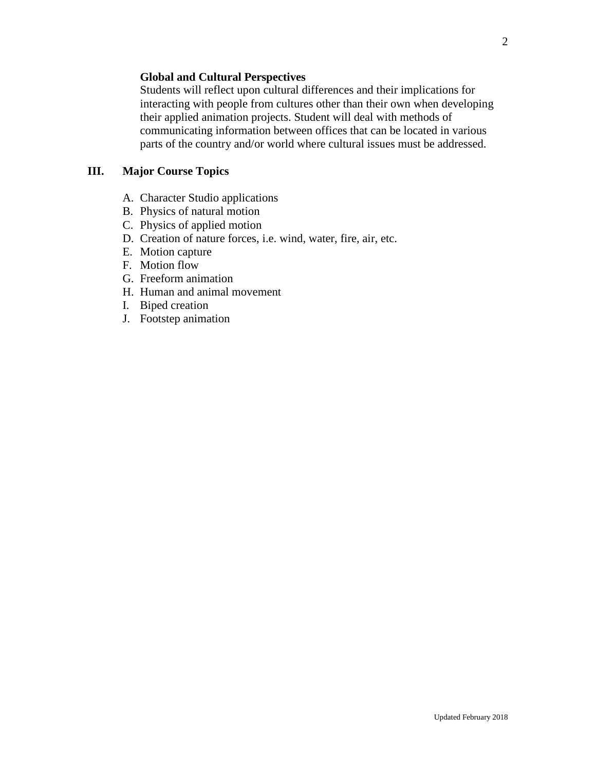**Global and Cultural Perspectives**

Students will reflect upon cultural differences and their implications for interacting with people from cultures other than their own when developing their applied animation projects. Student will deal with methods of communicating information between offices that can be located in various parts of the country and/or world where cultural issues must be addressed.

## III. Major Course Topics

A. Character Studio applications
B. Physics of natural motion
C. Physics of applied motion
D. Creation of nature forces, i.e. wind, water, fire, air, etc.
E. Motion capture
F. Motion flow
G. Freeform animation
H. Human and animal movement
I. Biped creation
J. Footstep animation

Updated February 2018